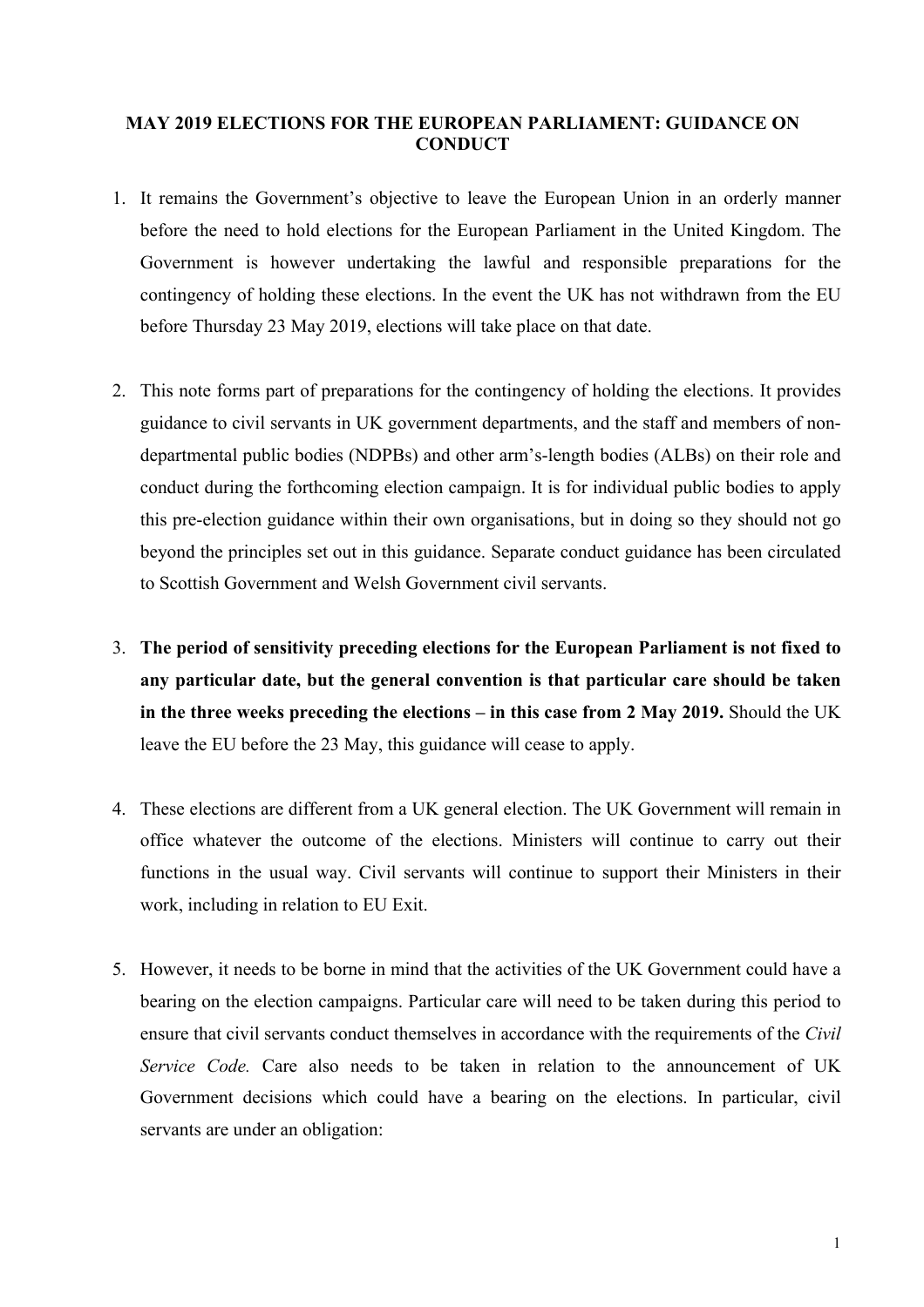# MAY 2019 ELECTIONS FOR THE EUROPEAN PARLIAMENT: GUIDANCE ON CONDUCT

1. It remains the Government's objective to leave the European Union in an orderly manner before the need to hold elections for the European Parliament in the United Kingdom. The Government is however undertaking the lawful and responsible preparations for the contingency of holding these elections. In the event the UK has not withdrawn from the EU before Thursday 23 May 2019, elections will take place on that date.

2. This note forms part of preparations for the contingency of holding the elections. It provides guidance to civil servants in UK government departments, and the staff and members of non-departmental public bodies (NDPBs) and other arm's-length bodies (ALBs) on their role and conduct during the forthcoming election campaign. It is for individual public bodies to apply this pre-election guidance within their own organisations, but in doing so they should not go beyond the principles set out in this guidance. Separate conduct guidance has been circulated to Scottish Government and Welsh Government civil servants.

3. **The period of sensitivity preceding elections for the European Parliament is not fixed to any particular date, but the general convention is that particular care should be taken in the three weeks preceding the elections – in this case from 2 May 2019.** Should the UK leave the EU before the 23 May, this guidance will cease to apply.

4. These elections are different from a UK general election. The UK Government will remain in office whatever the outcome of the elections. Ministers will continue to carry out their functions in the usual way. Civil servants will continue to support their Ministers in their work, including in relation to EU Exit.

5. However, it needs to be borne in mind that the activities of the UK Government could have a bearing on the election campaigns. Particular care will need to be taken during this period to ensure that civil servants conduct themselves in accordance with the requirements of the *Civil Service Code.* Care also needs to be taken in relation to the announcement of UK Government decisions which could have a bearing on the elections. In particular, civil servants are under an obligation: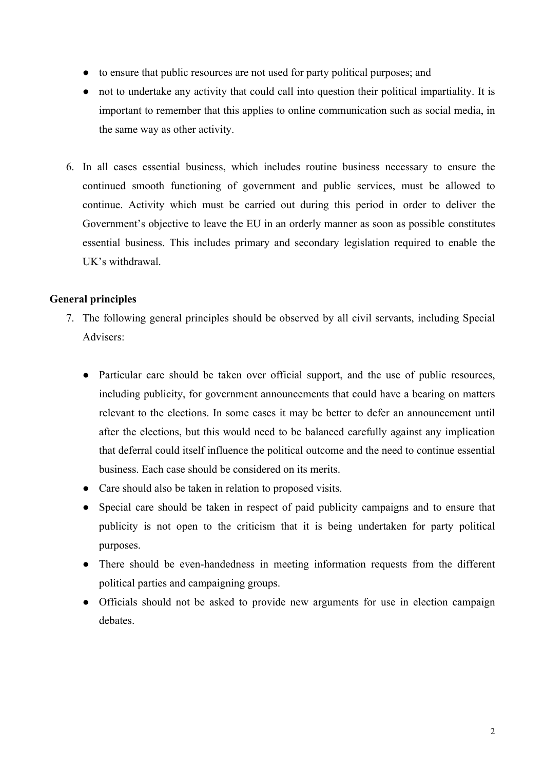- to ensure that public resources are not used for party political purposes; and
- not to undertake any activity that could call into question their political impartiality. It is important to remember that this applies to online communication such as social media, in the same way as other activity.

6. In all cases essential business, which includes routine business necessary to ensure the continued smooth functioning of government and public services, must be allowed to continue. Activity which must be carried out during this period in order to deliver the Government's objective to leave the EU in an orderly manner as soon as possible constitutes essential business. This includes primary and secondary legislation required to enable the UK's withdrawal.

**General principles**

7. The following general principles should be observed by all civil servants, including Special Advisers:

   - Particular care should be taken over official support, and the use of public resources, including publicity, for government announcements that could have a bearing on matters relevant to the elections. In some cases it may be better to defer an announcement until after the elections, but this would need to be balanced carefully against any implication that deferral could itself influence the political outcome and the need to continue essential business. Each case should be considered on its merits.
   - Care should also be taken in relation to proposed visits.
   - Special care should be taken in respect of paid publicity campaigns and to ensure that publicity is not open to the criticism that it is being undertaken for party political purposes.
   - There should be even-handedness in meeting information requests from the different political parties and campaigning groups.
   - Officials should not be asked to provide new arguments for use in election campaign debates.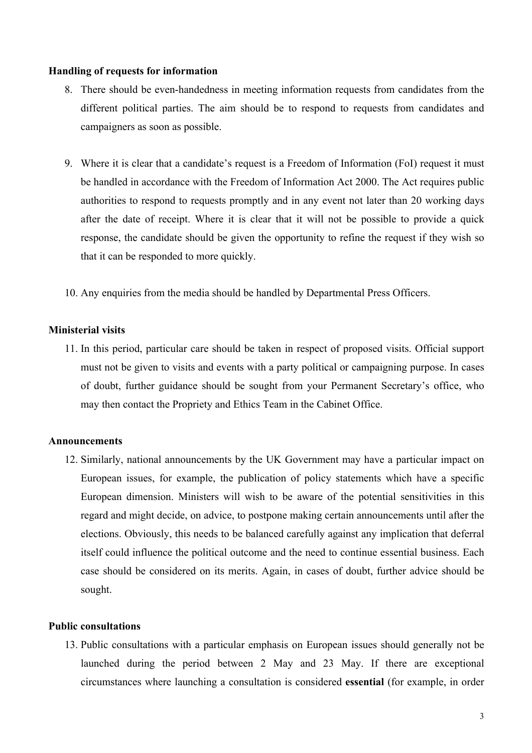**Handling of requests for information**

8. There should be even-handedness in meeting information requests from candidates from the different political parties. The aim should be to respond to requests from candidates and campaigners as soon as possible.

9. Where it is clear that a candidate's request is a Freedom of Information (FoI) request it must be handled in accordance with the Freedom of Information Act 2000. The Act requires public authorities to respond to requests promptly and in any event not later than 20 working days after the date of receipt. Where it is clear that it will not be possible to provide a quick response, the candidate should be given the opportunity to refine the request if they wish so that it can be responded to more quickly.

10. Any enquiries from the media should be handled by Departmental Press Officers.

**Ministerial visits**

11. In this period, particular care should be taken in respect of proposed visits. Official support must not be given to visits and events with a party political or campaigning purpose. In cases of doubt, further guidance should be sought from your Permanent Secretary's office, who may then contact the Propriety and Ethics Team in the Cabinet Office.

**Announcements**

12. Similarly, national announcements by the UK Government may have a particular impact on European issues, for example, the publication of policy statements which have a specific European dimension. Ministers will wish to be aware of the potential sensitivities in this regard and might decide, on advice, to postpone making certain announcements until after the elections. Obviously, this needs to be balanced carefully against any implication that deferral itself could influence the political outcome and the need to continue essential business. Each case should be considered on its merits. Again, in cases of doubt, further advice should be sought.

**Public consultations**

13. Public consultations with a particular emphasis on European issues should generally not be launched during the period between 2 May and 23 May. If there are exceptional circumstances where launching a consultation is considered **essential** (for example, in order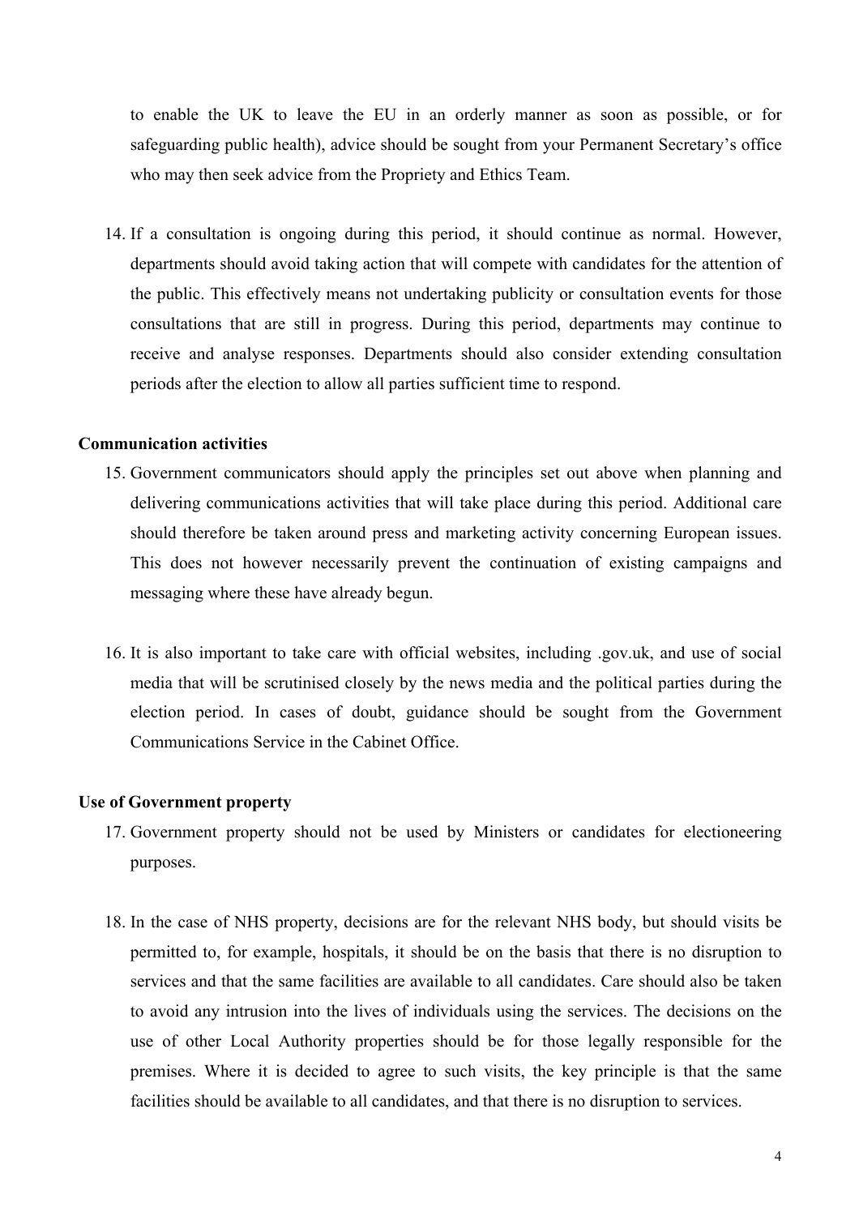to enable the UK to leave the EU in an orderly manner as soon as possible, or for safeguarding public health), advice should be sought from your Permanent Secretary's office who may then seek advice from the Propriety and Ethics Team.

14. If a consultation is ongoing during this period, it should continue as normal. However, departments should avoid taking action that will compete with candidates for the attention of the public. This effectively means not undertaking publicity or consultation events for those consultations that are still in progress. During this period, departments may continue to receive and analyse responses. Departments should also consider extending consultation periods after the election to allow all parties sufficient time to respond.

**Communication activities**

15. Government communicators should apply the principles set out above when planning and delivering communications activities that will take place during this period. Additional care should therefore be taken around press and marketing activity concerning European issues. This does not however necessarily prevent the continuation of existing campaigns and messaging where these have already begun.

16. It is also important to take care with official websites, including .gov.uk, and use of social media that will be scrutinised closely by the news media and the political parties during the election period. In cases of doubt, guidance should be sought from the Government Communications Service in the Cabinet Office.

**Use of Government property**

17. Government property should not be used by Ministers or candidates for electioneering purposes.

18. In the case of NHS property, decisions are for the relevant NHS body, but should visits be permitted to, for example, hospitals, it should be on the basis that there is no disruption to services and that the same facilities are available to all candidates. Care should also be taken to avoid any intrusion into the lives of individuals using the services. The decisions on the use of other Local Authority properties should be for those legally responsible for the premises. Where it is decided to agree to such visits, the key principle is that the same facilities should be available to all candidates, and that there is no disruption to services.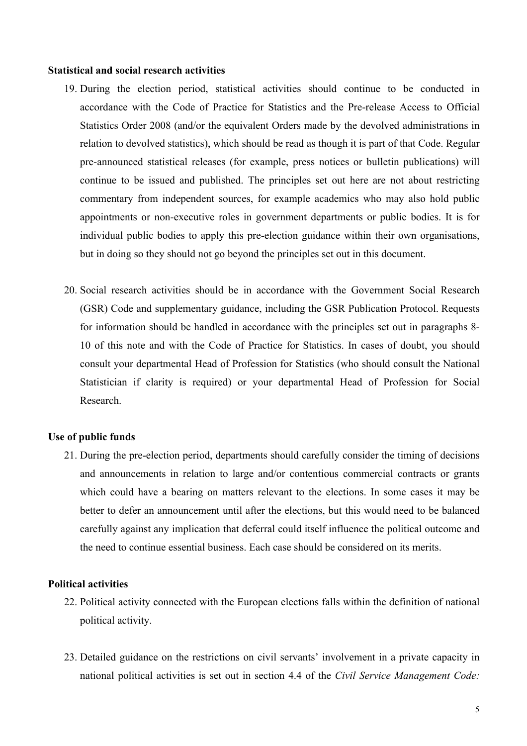**Statistical and social research activities**

19. During the election period, statistical activities should continue to be conducted in accordance with the Code of Practice for Statistics and the Pre-release Access to Official Statistics Order 2008 (and/or the equivalent Orders made by the devolved administrations in relation to devolved statistics), which should be read as though it is part of that Code. Regular pre-announced statistical releases (for example, press notices or bulletin publications) will continue to be issued and published. The principles set out here are not about restricting commentary from independent sources, for example academics who may also hold public appointments or non-executive roles in government departments or public bodies. It is for individual public bodies to apply this pre-election guidance within their own organisations, but in doing so they should not go beyond the principles set out in this document.

20. Social research activities should be in accordance with the Government Social Research (GSR) Code and supplementary guidance, including the GSR Publication Protocol. Requests for information should be handled in accordance with the principles set out in paragraphs 8-10 of this note and with the Code of Practice for Statistics. In cases of doubt, you should consult your departmental Head of Profession for Statistics (who should consult the National Statistician if clarity is required) or your departmental Head of Profession for Social Research.

**Use of public funds**

21. During the pre-election period, departments should carefully consider the timing of decisions and announcements in relation to large and/or contentious commercial contracts or grants which could have a bearing on matters relevant to the elections. In some cases it may be better to defer an announcement until after the elections, but this would need to be balanced carefully against any implication that deferral could itself influence the political outcome and the need to continue essential business. Each case should be considered on its merits.

**Political activities**

22. Political activity connected with the European elections falls within the definition of national political activity.

23. Detailed guidance on the restrictions on civil servants' involvement in a private capacity in national political activities is set out in section 4.4 of the *Civil Service Management Code:*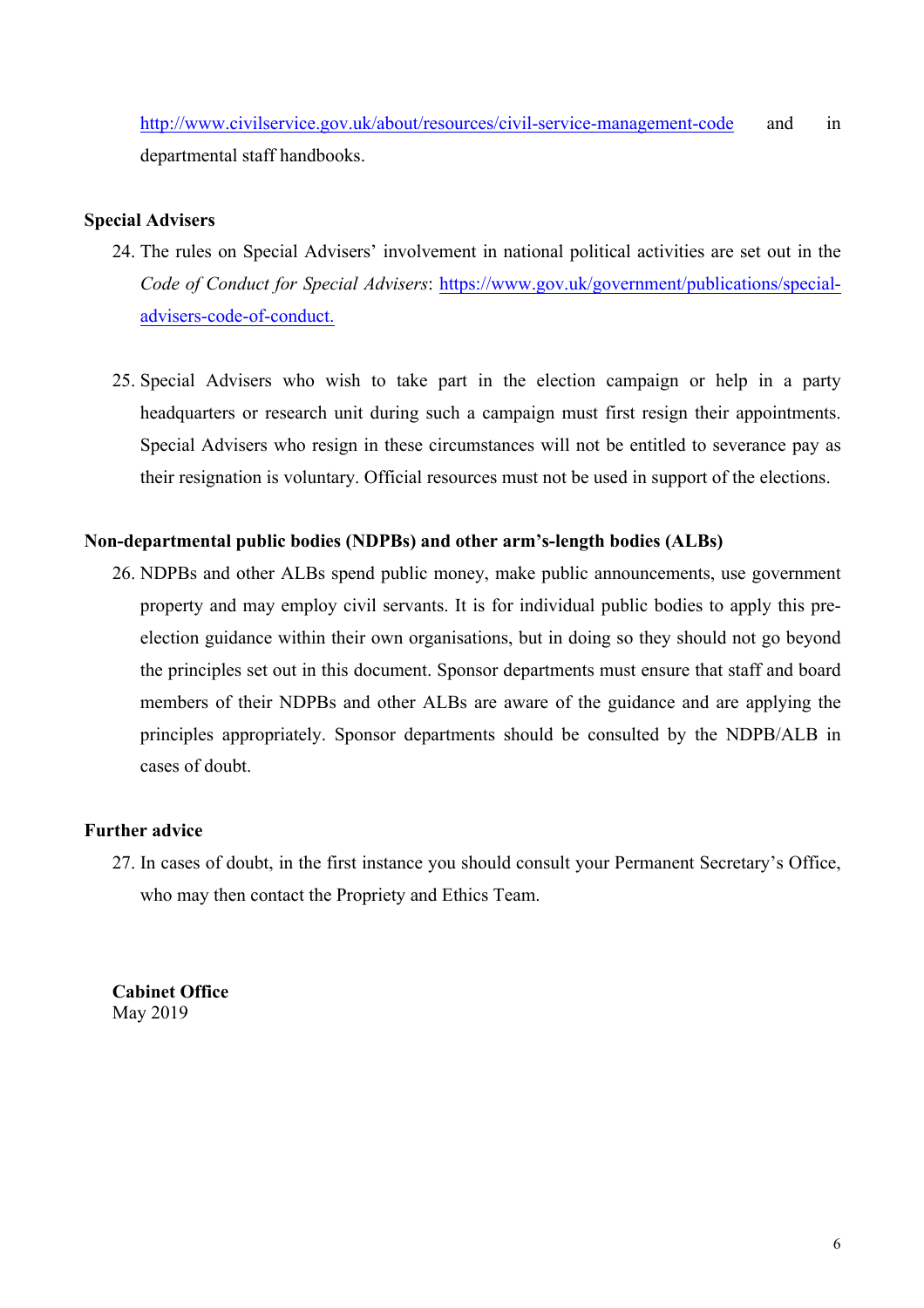http://www.civilservice.gov.uk/about/resources/civil-service-management-code and in departmental staff handbooks.

**Special Advisers**

24. The rules on Special Advisers' involvement in national political activities are set out in the *Code of Conduct for Special Advisers*: https://www.gov.uk/government/publications/special-advisers-code-of-conduct.

25. Special Advisers who wish to take part in the election campaign or help in a party headquarters or research unit during such a campaign must first resign their appointments. Special Advisers who resign in these circumstances will not be entitled to severance pay as their resignation is voluntary. Official resources must not be used in support of the elections.

**Non-departmental public bodies (NDPBs) and other arm's-length bodies (ALBs)**

26. NDPBs and other ALBs spend public money, make public announcements, use government property and may employ civil servants. It is for individual public bodies to apply this pre-election guidance within their own organisations, but in doing so they should not go beyond the principles set out in this document. Sponsor departments must ensure that staff and board members of their NDPBs and other ALBs are aware of the guidance and are applying the principles appropriately. Sponsor departments should be consulted by the NDPB/ALB in cases of doubt.

**Further advice**

27. In cases of doubt, in the first instance you should consult your Permanent Secretary's Office, who may then contact the Propriety and Ethics Team.

**Cabinet Office**
May 2019